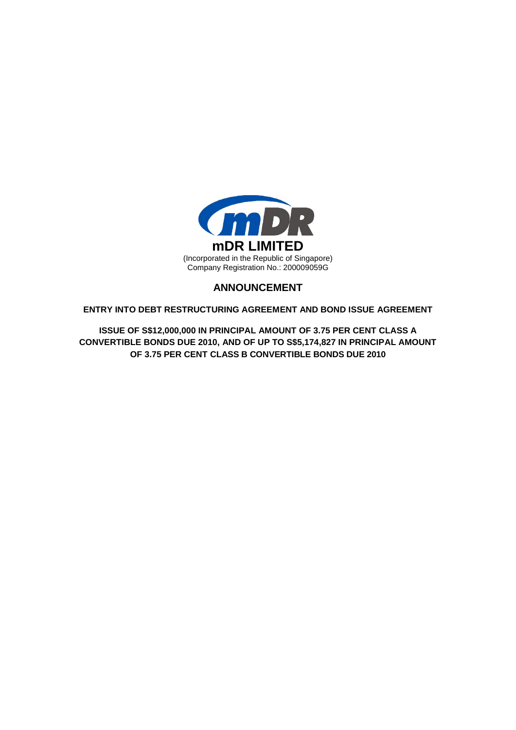# mDR LIMITED

(Incorporated in the Republic of Singapore)
Company Registration No.: 200009059G

## ANNOUNCEMENT

**ENTRY INTO DEBT RESTRUCTURING AGREEMENT AND BOND ISSUE AGREEMENT**

**ISSUE OF S$12,000,000 IN PRINCIPAL AMOUNT OF 3.75 PER CENT CLASS A CONVERTIBLE BONDS DUE 2010, AND OF UP TO S$5,174,827 IN PRINCIPAL AMOUNT OF 3.75 PER CENT CLASS B CONVERTIBLE BONDS DUE 2010**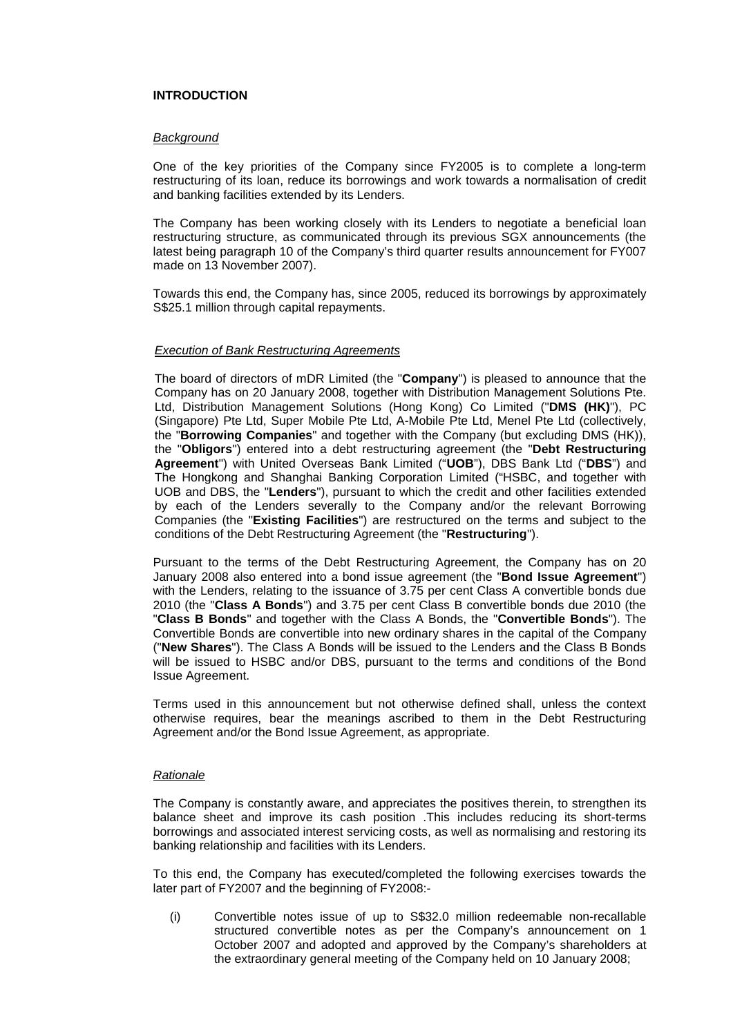## INTRODUCTION

*Background*

One of the key priorities of the Company since FY2005 is to complete a long-term restructuring of its loan, reduce its borrowings and work towards a normalisation of credit and banking facilities extended by its Lenders.

The Company has been working closely with its Lenders to negotiate a beneficial loan restructuring structure, as communicated through its previous SGX announcements (the latest being paragraph 10 of the Company's third quarter results announcement for FY007 made on 13 November 2007).

Towards this end, the Company has, since 2005, reduced its borrowings by approximately S$25.1 million through capital repayments.

*Execution of Bank Restructuring Agreements*

The board of directors of mDR Limited (the "**Company**") is pleased to announce that the Company has on 20 January 2008, together with Distribution Management Solutions Pte. Ltd, Distribution Management Solutions (Hong Kong) Co Limited ("**DMS (HK)**"), PC (Singapore) Pte Ltd, Super Mobile Pte Ltd, A-Mobile Pte Ltd, Menel Pte Ltd (collectively, the "**Borrowing Companies**" and together with the Company (but excluding DMS (HK)), the "**Obligors**") entered into a debt restructuring agreement (the "**Debt Restructuring Agreement**") with United Overseas Bank Limited ("**UOB**"), DBS Bank Ltd ("**DBS**") and The Hongkong and Shanghai Banking Corporation Limited ("HSBC, and together with UOB and DBS, the "**Lenders**"), pursuant to which the credit and other facilities extended by each of the Lenders severally to the Company and/or the relevant Borrowing Companies (the "**Existing Facilities**") are restructured on the terms and subject to the conditions of the Debt Restructuring Agreement (the "**Restructuring**").

Pursuant to the terms of the Debt Restructuring Agreement, the Company has on 20 January 2008 also entered into a bond issue agreement (the "**Bond Issue Agreement**") with the Lenders, relating to the issuance of 3.75 per cent Class A convertible bonds due 2010 (the "**Class A Bonds**") and 3.75 per cent Class B convertible bonds due 2010 (the "**Class B Bonds**" and together with the Class A Bonds, the "**Convertible Bonds**"). The Convertible Bonds are convertible into new ordinary shares in the capital of the Company ("**New Shares**"). The Class A Bonds will be issued to the Lenders and the Class B Bonds will be issued to HSBC and/or DBS, pursuant to the terms and conditions of the Bond Issue Agreement.

Terms used in this announcement but not otherwise defined shall, unless the context otherwise requires, bear the meanings ascribed to them in the Debt Restructuring Agreement and/or the Bond Issue Agreement, as appropriate.

*Rationale*

The Company is constantly aware, and appreciates the positives therein, to strengthen its balance sheet and improve its cash position .This includes reducing its short-terms borrowings and associated interest servicing costs, as well as normalising and restoring its banking relationship and facilities with its Lenders.

To this end, the Company has executed/completed the following exercises towards the later part of FY2007 and the beginning of FY2008:-

(i) Convertible notes issue of up to S$32.0 million redeemable non-recallable structured convertible notes as per the Company's announcement on 1 October 2007 and adopted and approved by the Company's shareholders at the extraordinary general meeting of the Company held on 10 January 2008;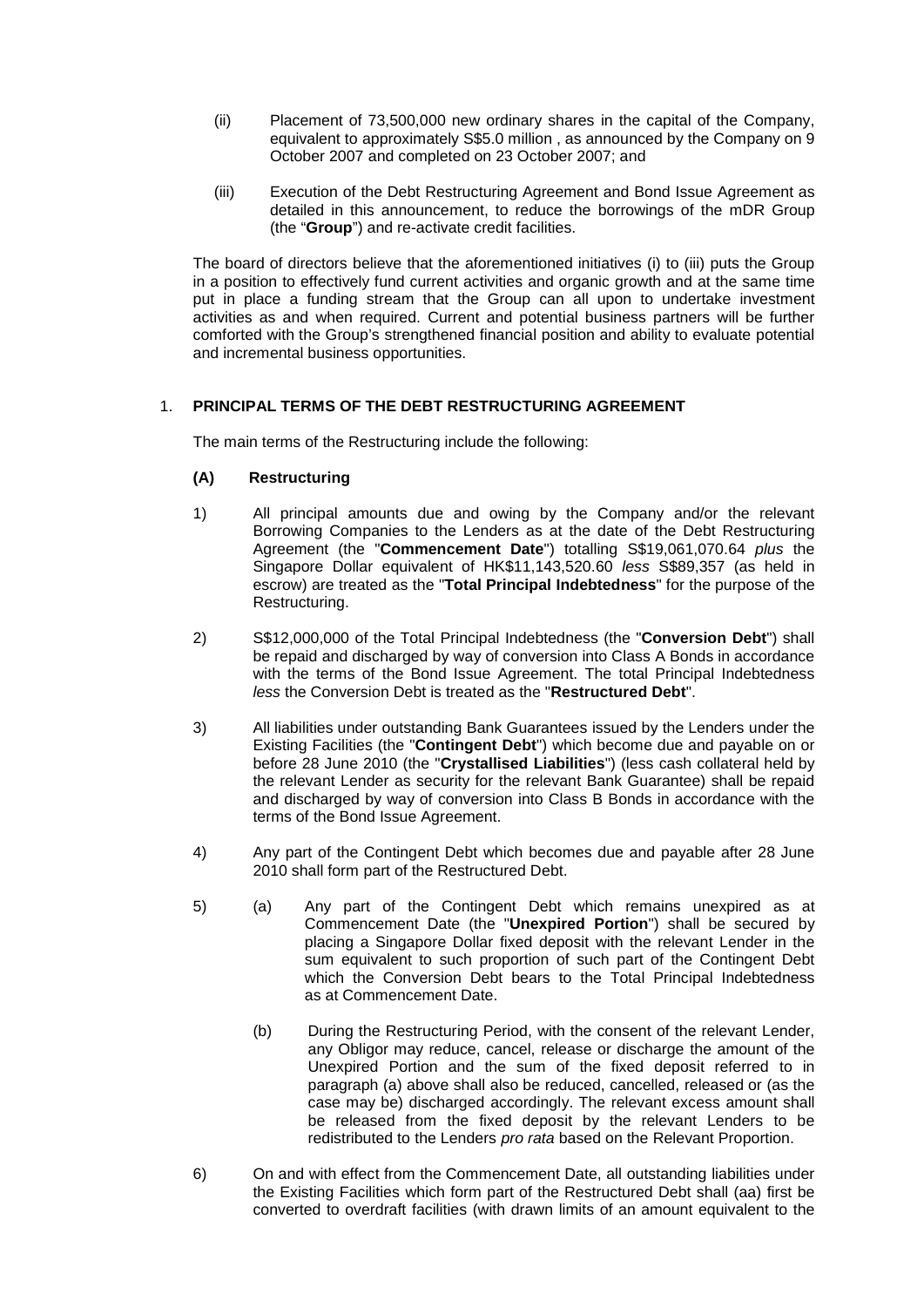(ii) Placement of 73,500,000 new ordinary shares in the capital of the Company, equivalent to approximately S$5.0 million , as announced by the Company on 9 October 2007 and completed on 23 October 2007; and

(iii) Execution of the Debt Restructuring Agreement and Bond Issue Agreement as detailed in this announcement, to reduce the borrowings of the mDR Group (the "**Group**") and re-activate credit facilities.

The board of directors believe that the aforementioned initiatives (i) to (iii) puts the Group in a position to effectively fund current activities and organic growth and at the same time put in place a funding stream that the Group can all upon to undertake investment activities as and when required. Current and potential business partners will be further comforted with the Group's strengthened financial position and ability to evaluate potential and incremental business opportunities.

## 1. PRINCIPAL TERMS OF THE DEBT RESTRUCTURING AGREEMENT

The main terms of the Restructuring include the following:

### (A) Restructuring

1) All principal amounts due and owing by the Company and/or the relevant Borrowing Companies to the Lenders as at the date of the Debt Restructuring Agreement (the "**Commencement Date**") totalling S$19,061,070.64 *plus* the Singapore Dollar equivalent of HK$11,143,520.60 *less* S$89,357 (as held in escrow) are treated as the "**Total Principal Indebtedness**" for the purpose of the Restructuring.

2) S$12,000,000 of the Total Principal Indebtedness (the "**Conversion Debt**") shall be repaid and discharged by way of conversion into Class A Bonds in accordance with the terms of the Bond Issue Agreement. The total Principal Indebtedness *less* the Conversion Debt is treated as the "**Restructured Debt**".

3) All liabilities under outstanding Bank Guarantees issued by the Lenders under the Existing Facilities (the "**Contingent Debt**") which become due and payable on or before 28 June 2010 (the "**Crystallised Liabilities**") (less cash collateral held by the relevant Lender as security for the relevant Bank Guarantee) shall be repaid and discharged by way of conversion into Class B Bonds in accordance with the terms of the Bond Issue Agreement.

4) Any part of the Contingent Debt which becomes due and payable after 28 June 2010 shall form part of the Restructured Debt.

5) (a) Any part of the Contingent Debt which remains unexpired as at Commencement Date (the "**Unexpired Portion**") shall be secured by placing a Singapore Dollar fixed deposit with the relevant Lender in the sum equivalent to such proportion of such part of the Contingent Debt which the Conversion Debt bears to the Total Principal Indebtedness as at Commencement Date.

   (b) During the Restructuring Period, with the consent of the relevant Lender, any Obligor may reduce, cancel, release or discharge the amount of the Unexpired Portion and the sum of the fixed deposit referred to in paragraph (a) above shall also be reduced, cancelled, released or (as the case may be) discharged accordingly. The relevant excess amount shall be released from the fixed deposit by the relevant Lenders to be redistributed to the Lenders *pro rata* based on the Relevant Proportion.

6) On and with effect from the Commencement Date, all outstanding liabilities under the Existing Facilities which form part of the Restructured Debt shall (aa) first be converted to overdraft facilities (with drawn limits of an amount equivalent to the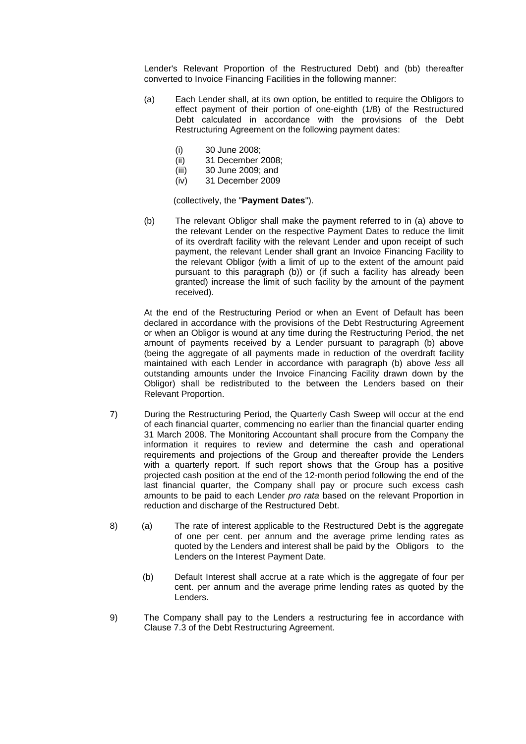Lender's Relevant Proportion of the Restructured Debt) and (bb) thereafter converted to Invoice Financing Facilities in the following manner:

(a) Each Lender shall, at its own option, be entitled to require the Obligors to effect payment of their portion of one-eighth (1/8) of the Restructured Debt calculated in accordance with the provisions of the Debt Restructuring Agreement on the following payment dates:

   (i) 30 June 2008;
   (ii) 31 December 2008;
   (iii) 30 June 2009; and
   (iv) 31 December 2009

   (collectively, the "**Payment Dates**").

(b) The relevant Obligor shall make the payment referred to in (a) above to the relevant Lender on the respective Payment Dates to reduce the limit of its overdraft facility with the relevant Lender and upon receipt of such payment, the relevant Lender shall grant an Invoice Financing Facility to the relevant Obligor (with a limit of up to the extent of the amount paid pursuant to this paragraph (b)) or (if such a facility has already been granted) increase the limit of such facility by the amount of the payment received).

At the end of the Restructuring Period or when an Event of Default has been declared in accordance with the provisions of the Debt Restructuring Agreement or when an Obligor is wound at any time during the Restructuring Period, the net amount of payments received by a Lender pursuant to paragraph (b) above (being the aggregate of all payments made in reduction of the overdraft facility maintained with each Lender in accordance with paragraph (b) above *less* all outstanding amounts under the Invoice Financing Facility drawn down by the Obligor) shall be redistributed to the between the Lenders based on their Relevant Proportion.

7) During the Restructuring Period, the Quarterly Cash Sweep will occur at the end of each financial quarter, commencing no earlier than the financial quarter ending 31 March 2008. The Monitoring Accountant shall procure from the Company the information it requires to review and determine the cash and operational requirements and projections of the Group and thereafter provide the Lenders with a quarterly report. If such report shows that the Group has a positive projected cash position at the end of the 12-month period following the end of the last financial quarter, the Company shall pay or procure such excess cash amounts to be paid to each Lender *pro rata* based on the relevant Proportion in reduction and discharge of the Restructured Debt.

8) (a) The rate of interest applicable to the Restructured Debt is the aggregate of one per cent. per annum and the average prime lending rates as quoted by the Lenders and interest shall be paid by the Obligors to the Lenders on the Interest Payment Date.

   (b) Default Interest shall accrue at a rate which is the aggregate of four per cent. per annum and the average prime lending rates as quoted by the Lenders.

9) The Company shall pay to the Lenders a restructuring fee in accordance with Clause 7.3 of the Debt Restructuring Agreement.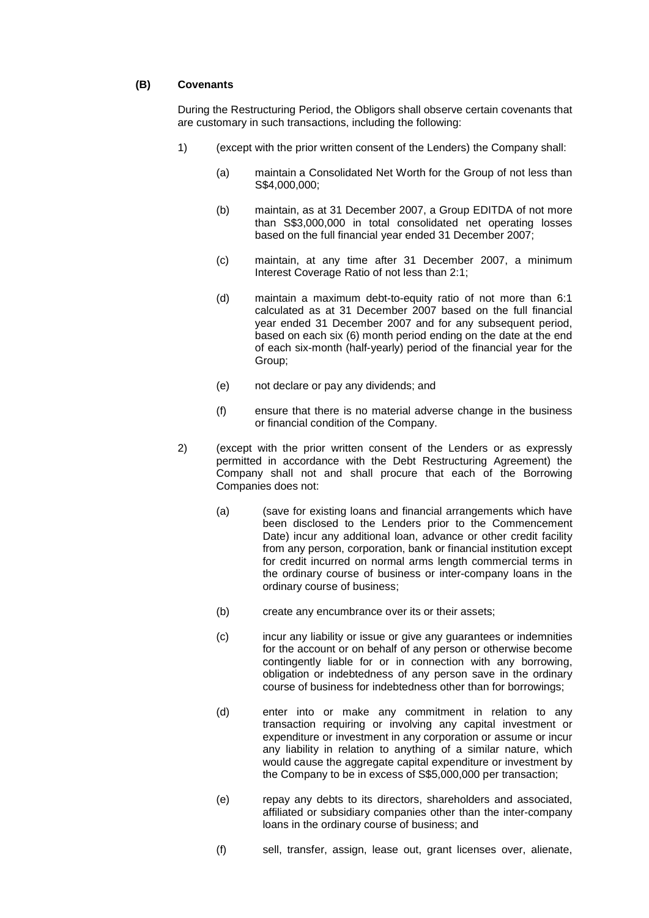**(B) Covenants**

During the Restructuring Period, the Obligors shall observe certain covenants that are customary in such transactions, including the following:

1) (except with the prior written consent of the Lenders) the Company shall:

   (a) maintain a Consolidated Net Worth for the Group of not less than S$4,000,000;

   (b) maintain, as at 31 December 2007, a Group EDITDA of not more than S$3,000,000 in total consolidated net operating losses based on the full financial year ended 31 December 2007;

   (c) maintain, at any time after 31 December 2007, a minimum Interest Coverage Ratio of not less than 2:1;

   (d) maintain a maximum debt-to-equity ratio of not more than 6:1 calculated as at 31 December 2007 based on the full financial year ended 31 December 2007 and for any subsequent period, based on each six (6) month period ending on the date at the end of each six-month (half-yearly) period of the financial year for the Group;

   (e) not declare or pay any dividends; and

   (f) ensure that there is no material adverse change in the business or financial condition of the Company.

2) (except with the prior written consent of the Lenders or as expressly permitted in accordance with the Debt Restructuring Agreement) the Company shall not and shall procure that each of the Borrowing Companies does not:

   (a) (save for existing loans and financial arrangements which have been disclosed to the Lenders prior to the Commencement Date) incur any additional loan, advance or other credit facility from any person, corporation, bank or financial institution except for credit incurred on normal arms length commercial terms in the ordinary course of business or inter-company loans in the ordinary course of business;

   (b) create any encumbrance over its or their assets;

   (c) incur any liability or issue or give any guarantees or indemnities for the account or on behalf of any person or otherwise become contingently liable for or in connection with any borrowing, obligation or indebtedness of any person save in the ordinary course of business for indebtedness other than for borrowings;

   (d) enter into or make any commitment in relation to any transaction requiring or involving any capital investment or expenditure or investment in any corporation or assume or incur any liability in relation to anything of a similar nature, which would cause the aggregate capital expenditure or investment by the Company to be in excess of S$5,000,000 per transaction;

   (e) repay any debts to its directors, shareholders and associated, affiliated or subsidiary companies other than the inter-company loans in the ordinary course of business; and

   (f) sell, transfer, assign, lease out, grant licenses over, alienate,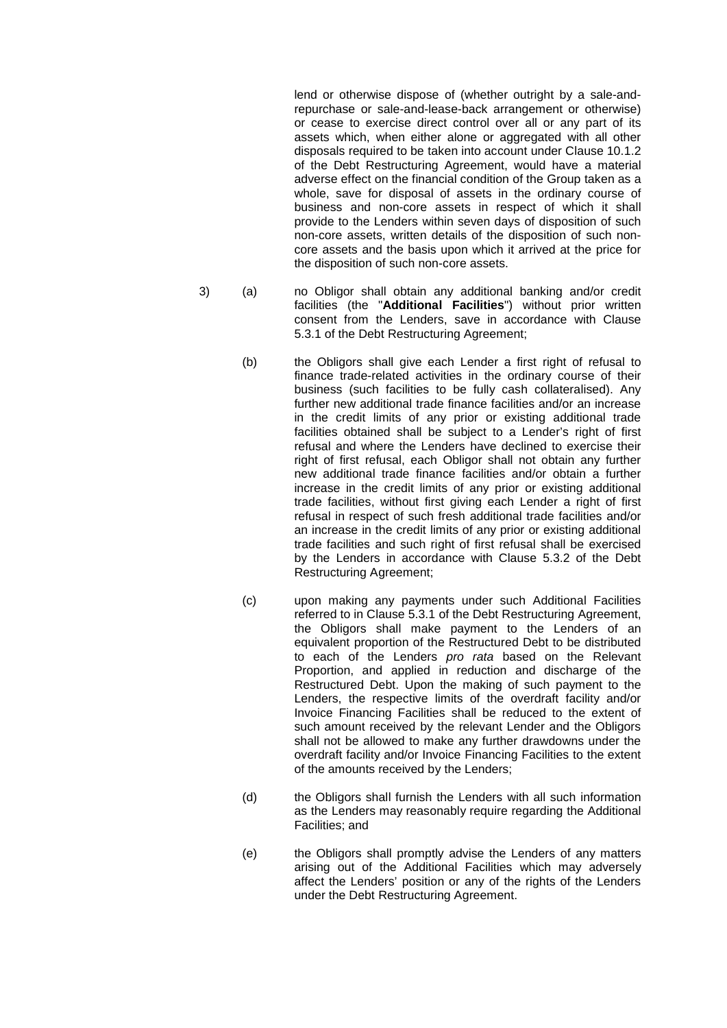lend or otherwise dispose of (whether outright by a sale-and-repurchase or sale-and-lease-back arrangement or otherwise) or cease to exercise direct control over all or any part of its assets which, when either alone or aggregated with all other disposals required to be taken into account under Clause 10.1.2 of the Debt Restructuring Agreement, would have a material adverse effect on the financial condition of the Group taken as a whole, save for disposal of assets in the ordinary course of business and non-core assets in respect of which it shall provide to the Lenders within seven days of disposition of such non-core assets, written details of the disposition of such non-core assets and the basis upon which it arrived at the price for the disposition of such non-core assets.

3) (a) no Obligor shall obtain any additional banking and/or credit facilities (the "**Additional Facilities**") without prior written consent from the Lenders, save in accordance with Clause 5.3.1 of the Debt Restructuring Agreement;

(b) the Obligors shall give each Lender a first right of refusal to finance trade-related activities in the ordinary course of their business (such facilities to be fully cash collateralised). Any further new additional trade finance facilities and/or an increase in the credit limits of any prior or existing additional trade facilities obtained shall be subject to a Lender's right of first refusal and where the Lenders have declined to exercise their right of first refusal, each Obligor shall not obtain any further new additional trade finance facilities and/or obtain a further increase in the credit limits of any prior or existing additional trade facilities, without first giving each Lender a right of first refusal in respect of such fresh additional trade facilities and/or an increase in the credit limits of any prior or existing additional trade facilities and such right of first refusal shall be exercised by the Lenders in accordance with Clause 5.3.2 of the Debt Restructuring Agreement;

(c) upon making any payments under such Additional Facilities referred to in Clause 5.3.1 of the Debt Restructuring Agreement, the Obligors shall make payment to the Lenders of an equivalent proportion of the Restructured Debt to be distributed to each of the Lenders *pro rata* based on the Relevant Proportion, and applied in reduction and discharge of the Restructured Debt. Upon the making of such payment to the Lenders, the respective limits of the overdraft facility and/or Invoice Financing Facilities shall be reduced to the extent of such amount received by the relevant Lender and the Obligors shall not be allowed to make any further drawdowns under the overdraft facility and/or Invoice Financing Facilities to the extent of the amounts received by the Lenders;

(d) the Obligors shall furnish the Lenders with all such information as the Lenders may reasonably require regarding the Additional Facilities; and

(e) the Obligors shall promptly advise the Lenders of any matters arising out of the Additional Facilities which may adversely affect the Lenders' position or any of the rights of the Lenders under the Debt Restructuring Agreement.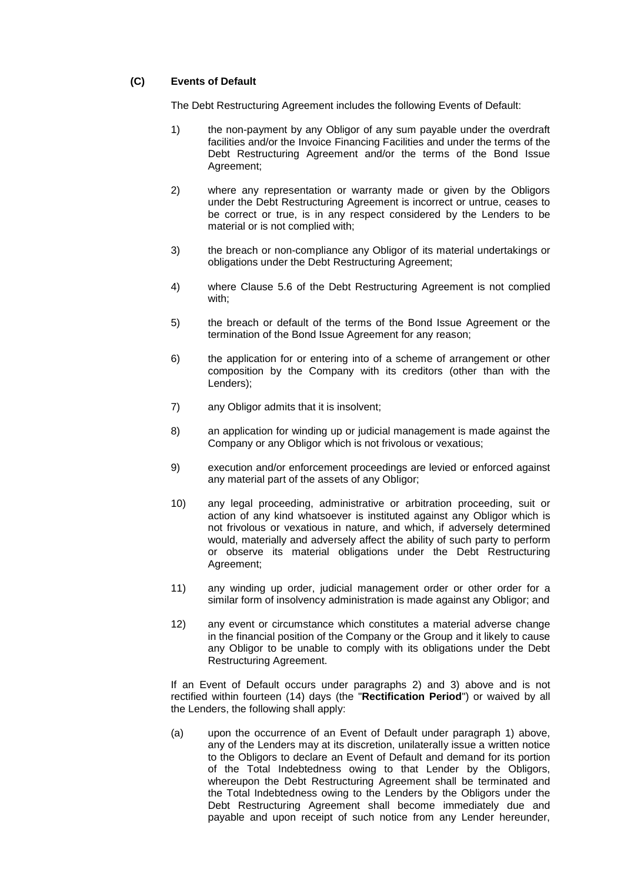**(C) Events of Default**

The Debt Restructuring Agreement includes the following Events of Default:

1) the non-payment by any Obligor of any sum payable under the overdraft facilities and/or the Invoice Financing Facilities and under the terms of the Debt Restructuring Agreement and/or the terms of the Bond Issue Agreement;

2) where any representation or warranty made or given by the Obligors under the Debt Restructuring Agreement is incorrect or untrue, ceases to be correct or true, is in any respect considered by the Lenders to be material or is not complied with;

3) the breach or non-compliance any Obligor of its material undertakings or obligations under the Debt Restructuring Agreement;

4) where Clause 5.6 of the Debt Restructuring Agreement is not complied with;

5) the breach or default of the terms of the Bond Issue Agreement or the termination of the Bond Issue Agreement for any reason;

6) the application for or entering into of a scheme of arrangement or other composition by the Company with its creditors (other than with the Lenders);

7) any Obligor admits that it is insolvent;

8) an application for winding up or judicial management is made against the Company or any Obligor which is not frivolous or vexatious;

9) execution and/or enforcement proceedings are levied or enforced against any material part of the assets of any Obligor;

10) any legal proceeding, administrative or arbitration proceeding, suit or action of any kind whatsoever is instituted against any Obligor which is not frivolous or vexatious in nature, and which, if adversely determined would, materially and adversely affect the ability of such party to perform or observe its material obligations under the Debt Restructuring Agreement;

11) any winding up order, judicial management order or other order for a similar form of insolvency administration is made against any Obligor; and

12) any event or circumstance which constitutes a material adverse change in the financial position of the Company or the Group and it likely to cause any Obligor to be unable to comply with its obligations under the Debt Restructuring Agreement.

If an Event of Default occurs under paragraphs 2) and 3) above and is not rectified within fourteen (14) days (the "**Rectification Period**") or waived by all the Lenders, the following shall apply:

(a) upon the occurrence of an Event of Default under paragraph 1) above, any of the Lenders may at its discretion, unilaterally issue a written notice to the Obligors to declare an Event of Default and demand for its portion of the Total Indebtedness owing to that Lender by the Obligors, whereupon the Debt Restructuring Agreement shall be terminated and the Total Indebtedness owing to the Lenders by the Obligors under the Debt Restructuring Agreement shall become immediately due and payable and upon receipt of such notice from any Lender hereunder,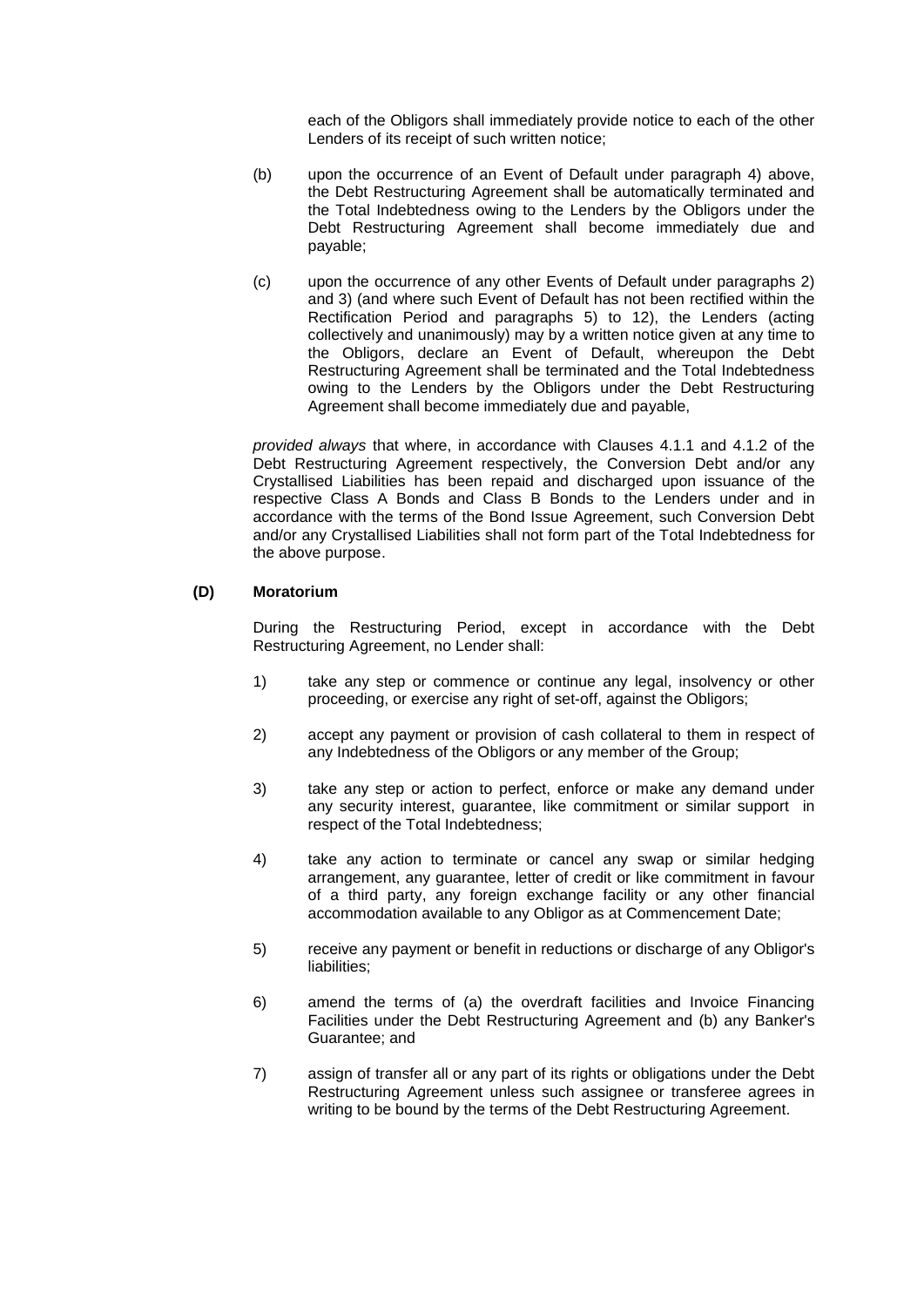each of the Obligors shall immediately provide notice to each of the other Lenders of its receipt of such written notice;

(b) upon the occurrence of an Event of Default under paragraph 4) above, the Debt Restructuring Agreement shall be automatically terminated and the Total Indebtedness owing to the Lenders by the Obligors under the Debt Restructuring Agreement shall become immediately due and payable;

(c) upon the occurrence of any other Events of Default under paragraphs 2) and 3) (and where such Event of Default has not been rectified within the Rectification Period and paragraphs 5) to 12), the Lenders (acting collectively and unanimously) may by a written notice given at any time to the Obligors, declare an Event of Default, whereupon the Debt Restructuring Agreement shall be terminated and the Total Indebtedness owing to the Lenders by the Obligors under the Debt Restructuring Agreement shall become immediately due and payable,

*provided always* that where, in accordance with Clauses 4.1.1 and 4.1.2 of the Debt Restructuring Agreement respectively, the Conversion Debt and/or any Crystallised Liabilities has been repaid and discharged upon issuance of the respective Class A Bonds and Class B Bonds to the Lenders under and in accordance with the terms of the Bond Issue Agreement, such Conversion Debt and/or any Crystallised Liabilities shall not form part of the Total Indebtedness for the above purpose.

**(D) Moratorium**

During the Restructuring Period, except in accordance with the Debt Restructuring Agreement, no Lender shall:

1) take any step or commence or continue any legal, insolvency or other proceeding, or exercise any right of set-off, against the Obligors;

2) accept any payment or provision of cash collateral to them in respect of any Indebtedness of the Obligors or any member of the Group;

3) take any step or action to perfect, enforce or make any demand under any security interest, guarantee, like commitment or similar support in respect of the Total Indebtedness;

4) take any action to terminate or cancel any swap or similar hedging arrangement, any guarantee, letter of credit or like commitment in favour of a third party, any foreign exchange facility or any other financial accommodation available to any Obligor as at Commencement Date;

5) receive any payment or benefit in reductions or discharge of any Obligor's liabilities;

6) amend the terms of (a) the overdraft facilities and Invoice Financing Facilities under the Debt Restructuring Agreement and (b) any Banker's Guarantee; and

7) assign of transfer all or any part of its rights or obligations under the Debt Restructuring Agreement unless such assignee or transferee agrees in writing to be bound by the terms of the Debt Restructuring Agreement.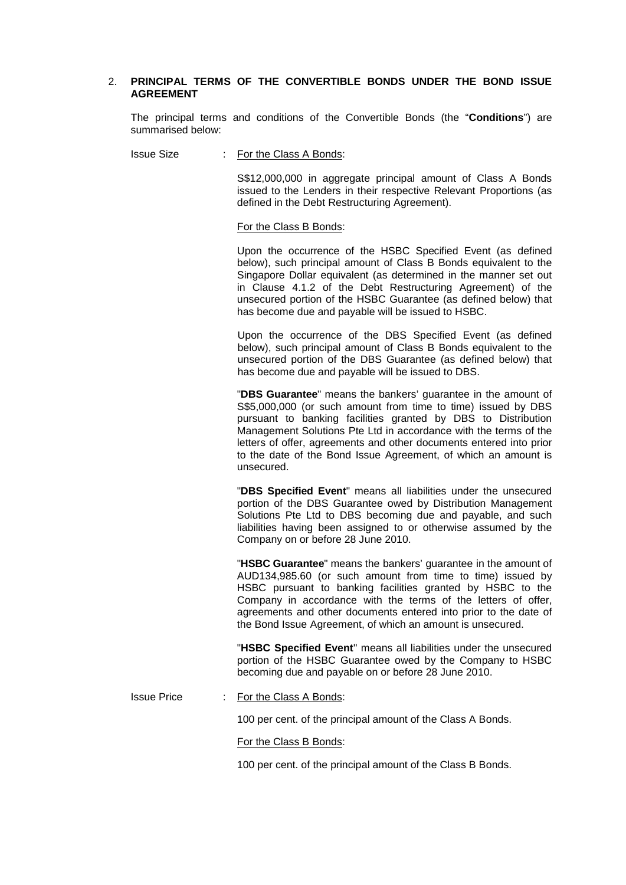## 2. PRINCIPAL TERMS OF THE CONVERTIBLE BONDS UNDER THE BOND ISSUE AGREEMENT

The principal terms and conditions of the Convertible Bonds (the "**Conditions**") are summarised below:

Issue Size : For the Class A Bonds:

S$12,000,000 in aggregate principal amount of Class A Bonds issued to the Lenders in their respective Relevant Proportions (as defined in the Debt Restructuring Agreement).

For the Class B Bonds:

Upon the occurrence of the HSBC Specified Event (as defined below), such principal amount of Class B Bonds equivalent to the Singapore Dollar equivalent (as determined in the manner set out in Clause 4.1.2 of the Debt Restructuring Agreement) of the unsecured portion of the HSBC Guarantee (as defined below) that has become due and payable will be issued to HSBC.

Upon the occurrence of the DBS Specified Event (as defined below), such principal amount of Class B Bonds equivalent to the unsecured portion of the DBS Guarantee (as defined below) that has become due and payable will be issued to DBS.

"**DBS Guarantee**" means the bankers' guarantee in the amount of S$5,000,000 (or such amount from time to time) issued by DBS pursuant to banking facilities granted by DBS to Distribution Management Solutions Pte Ltd in accordance with the terms of the letters of offer, agreements and other documents entered into prior to the date of the Bond Issue Agreement, of which an amount is unsecured.

"**DBS Specified Event**" means all liabilities under the unsecured portion of the DBS Guarantee owed by Distribution Management Solutions Pte Ltd to DBS becoming due and payable, and such liabilities having been assigned to or otherwise assumed by the Company on or before 28 June 2010.

"**HSBC Guarantee**" means the bankers' guarantee in the amount of AUD134,985.60 (or such amount from time to time) issued by HSBC pursuant to banking facilities granted by HSBC to the Company in accordance with the terms of the letters of offer, agreements and other documents entered into prior to the date of the Bond Issue Agreement, of which an amount is unsecured.

"**HSBC Specified Event**" means all liabilities under the unsecured portion of the HSBC Guarantee owed by the Company to HSBC becoming due and payable on or before 28 June 2010.

Issue Price : For the Class A Bonds:

100 per cent. of the principal amount of the Class A Bonds.

For the Class B Bonds:

100 per cent. of the principal amount of the Class B Bonds.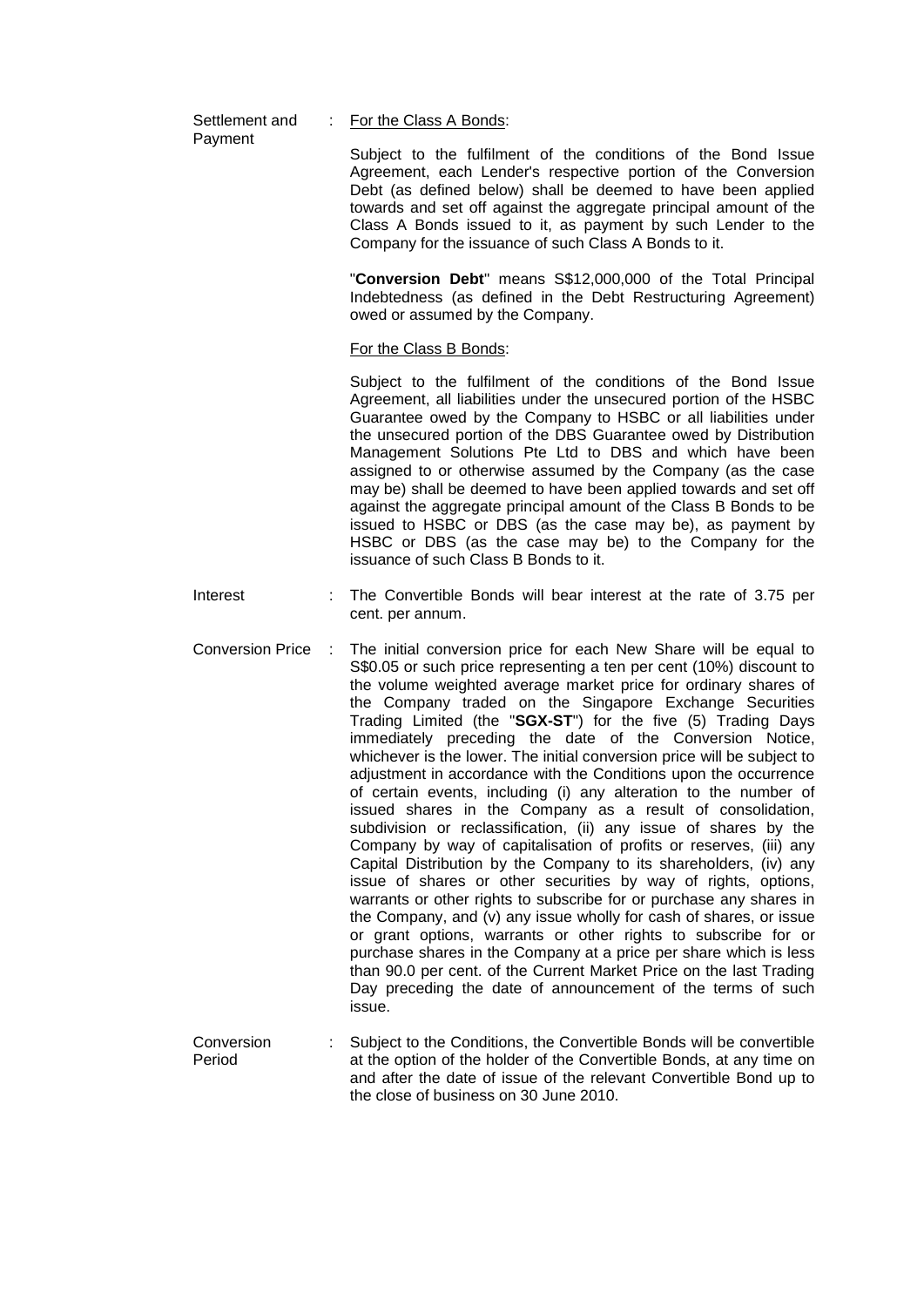| | | |
|---|---|---|
| Settlement and Payment | : | For the Class A Bonds:<br><br>Subject to the fulfilment of the conditions of the Bond Issue Agreement, each Lender's respective portion of the Conversion Debt (as defined below) shall be deemed to have been applied towards and set off against the aggregate principal amount of the Class A Bonds issued to it, as payment by such Lender to the Company for the issuance of such Class A Bonds to it.<br><br>"**Conversion Debt**" means S$12,000,000 of the Total Principal Indebtedness (as defined in the Debt Restructuring Agreement) owed or assumed by the Company.<br><br>For the Class B Bonds:<br><br>Subject to the fulfilment of the conditions of the Bond Issue Agreement, all liabilities under the unsecured portion of the HSBC Guarantee owed by the Company to HSBC or all liabilities under the unsecured portion of the DBS Guarantee owed by Distribution Management Solutions Pte Ltd to DBS and which have been assigned to or otherwise assumed by the Company (as the case may be) shall be deemed to have been applied towards and set off against the aggregate principal amount of the Class B Bonds to be issued to HSBC or DBS (as the case may be), as payment by HSBC or DBS (as the case may be) to the Company for the issuance of such Class B Bonds to it. |
| Interest | : | The Convertible Bonds will bear interest at the rate of 3.75 per cent. per annum. |
| Conversion Price | : | The initial conversion price for each New Share will be equal to S$0.05 or such price representing a ten per cent (10%) discount to the volume weighted average market price for ordinary shares of the Company traded on the Singapore Exchange Securities Trading Limited (the "**SGX-ST**") for the five (5) Trading Days immediately preceding the date of the Conversion Notice, whichever is the lower. The initial conversion price will be subject to adjustment in accordance with the Conditions upon the occurrence of certain events, including (i) any alteration to the number of issued shares in the Company as a result of consolidation, subdivision or reclassification, (ii) any issue of shares by the Company by way of capitalisation of profits or reserves, (iii) any Capital Distribution by the Company to its shareholders, (iv) any issue of shares or other securities by way of rights, options, warrants or other rights to subscribe for or purchase any shares in the Company, and (v) any issue wholly for cash of shares, or issue or grant options, warrants or other rights to subscribe for or purchase shares in the Company at a price per share which is less than 90.0 per cent. of the Current Market Price on the last Trading Day preceding the date of announcement of the terms of such issue. |
| Conversion Period | : | Subject to the Conditions, the Convertible Bonds will be convertible at the option of the holder of the Convertible Bonds, at any time on and after the date of issue of the relevant Convertible Bond up to the close of business on 30 June 2010. |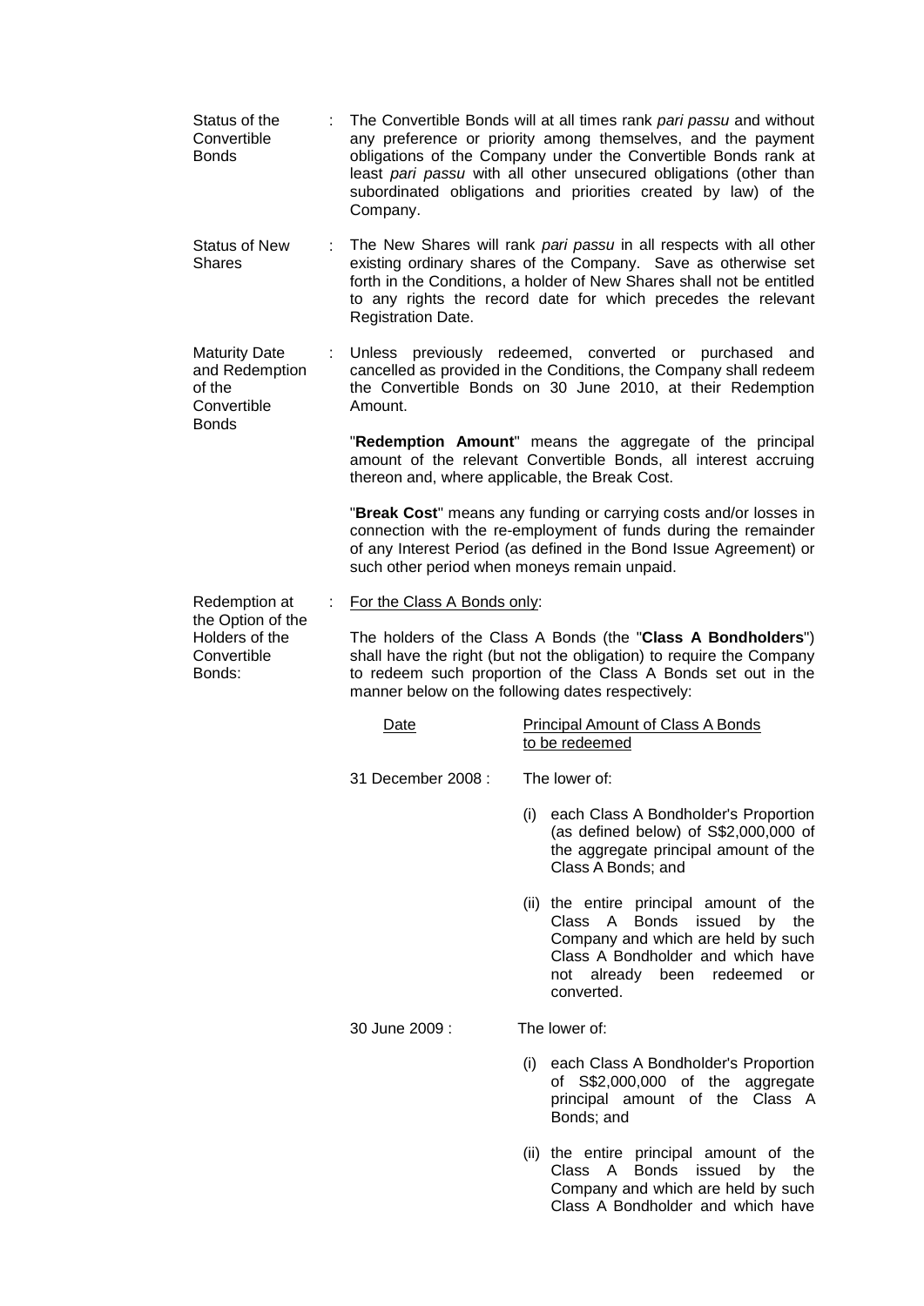| | | |
|---|---|---|
| Status of the Convertible Bonds | : | The Convertible Bonds will at all times rank *pari passu* and without any preference or priority among themselves, and the payment obligations of the Company under the Convertible Bonds rank at least *pari passu* with all other unsecured obligations (other than subordinated obligations and priorities created by law) of the Company. |
| Status of New Shares | : | The New Shares will rank *pari passu* in all respects with all other existing ordinary shares of the Company. Save as otherwise set forth in the Conditions, a holder of New Shares shall not be entitled to any rights the record date for which precedes the relevant Registration Date. |
| Maturity Date and Redemption of the Convertible Bonds | : | Unless previously redeemed, converted or purchased and cancelled as provided in the Conditions, the Company shall redeem the Convertible Bonds on 30 June 2010, at their Redemption Amount. |

"**Redemption Amount**" means the aggregate of the principal amount of the relevant Convertible Bonds, all interest accruing thereon and, where applicable, the Break Cost.

"**Break Cost**" means any funding or carrying costs and/or losses in connection with the re-employment of funds during the remainder of any Interest Period (as defined in the Bond Issue Agreement) or such other period when moneys remain unpaid.

Redemption at the Option of the Holders of the Convertible Bonds: : For the Class A Bonds only:

The holders of the Class A Bonds (the "**Class A Bondholders**") shall have the right (but not the obligation) to require the Company to redeem such proportion of the Class A Bonds set out in the manner below on the following dates respectively:

| Date | Principal Amount of Class A Bonds to be redeemed |
|---|---|
| 31 December 2008 : | The lower of:<br>(i) each Class A Bondholder's Proportion (as defined below) of S$2,000,000 of the aggregate principal amount of the Class A Bonds; and<br>(ii) the entire principal amount of the Class A Bonds issued by the Company and which are held by such Class A Bondholder and which have not already been redeemed or converted. |
| 30 June 2009 : | The lower of:<br>(i) each Class A Bondholder's Proportion of S$2,000,000 of the aggregate principal amount of the Class A Bonds; and<br>(ii) the entire principal amount of the Class A Bonds issued by the Company and which are held by such Class A Bondholder and which have |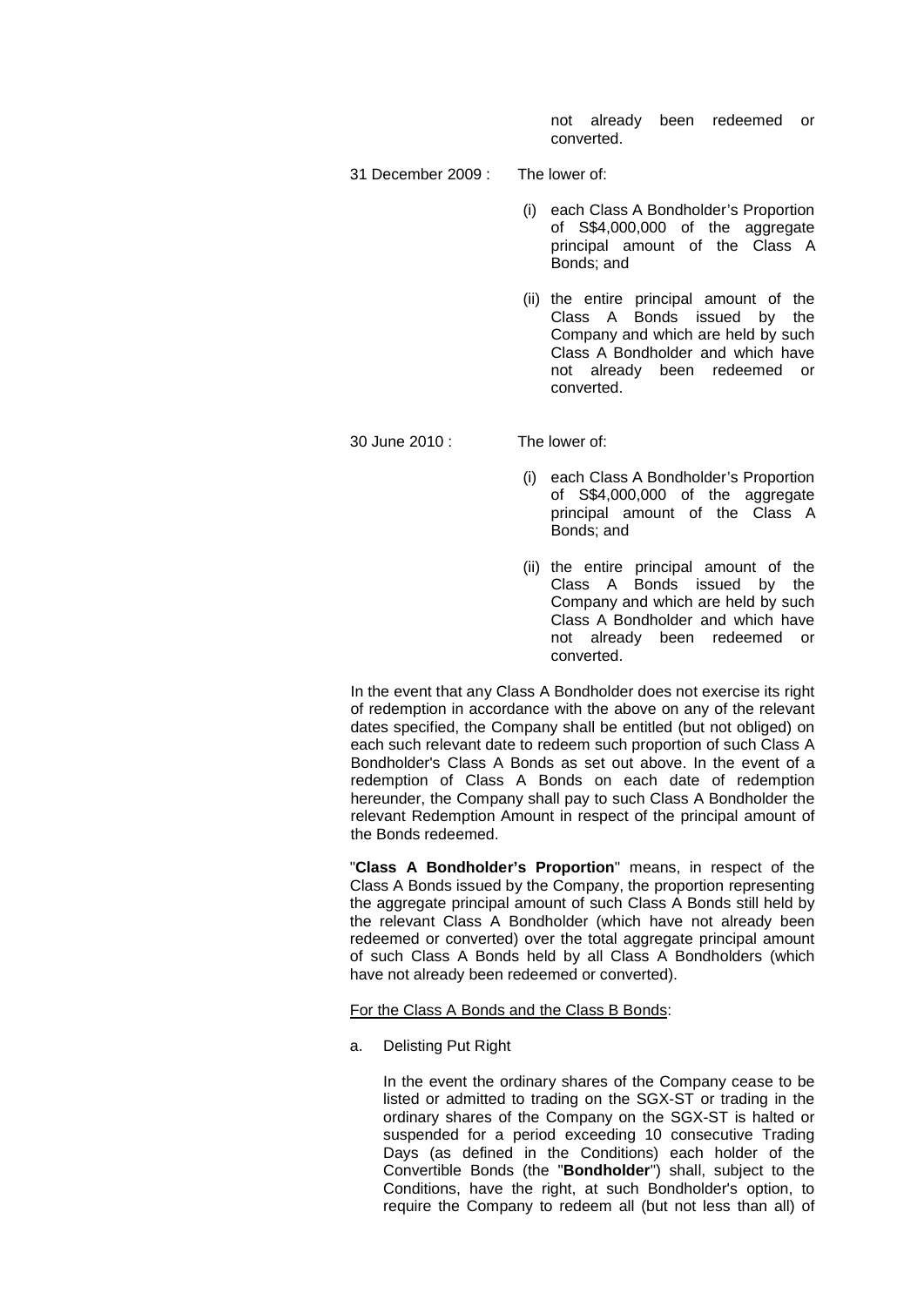not already been redeemed or converted.

31 December 2009 : The lower of:

(i) each Class A Bondholder's Proportion of S$4,000,000 of the aggregate principal amount of the Class A Bonds; and

(ii) the entire principal amount of the Class A Bonds issued by the Company and which are held by such Class A Bondholder and which have not already been redeemed or converted.

30 June 2010 : The lower of:

(i) each Class A Bondholder's Proportion of S$4,000,000 of the aggregate principal amount of the Class A Bonds; and

(ii) the entire principal amount of the Class A Bonds issued by the Company and which are held by such Class A Bondholder and which have not already been redeemed or converted.

In the event that any Class A Bondholder does not exercise its right of redemption in accordance with the above on any of the relevant dates specified, the Company shall be entitled (but not obliged) on each such relevant date to redeem such proportion of such Class A Bondholder's Class A Bonds as set out above. In the event of a redemption of Class A Bonds on each date of redemption hereunder, the Company shall pay to such Class A Bondholder the relevant Redemption Amount in respect of the principal amount of the Bonds redeemed.

"**Class A Bondholder's Proportion**" means, in respect of the Class A Bonds issued by the Company, the proportion representing the aggregate principal amount of such Class A Bonds still held by the relevant Class A Bondholder (which have not already been redeemed or converted) over the total aggregate principal amount of such Class A Bonds held by all Class A Bondholders (which have not already been redeemed or converted).

For the Class A Bonds and the Class B Bonds:

a. Delisting Put Right

In the event the ordinary shares of the Company cease to be listed or admitted to trading on the SGX-ST or trading in the ordinary shares of the Company on the SGX-ST is halted or suspended for a period exceeding 10 consecutive Trading Days (as defined in the Conditions) each holder of the Convertible Bonds (the "**Bondholder**") shall, subject to the Conditions, have the right, at such Bondholder's option, to require the Company to redeem all (but not less than all) of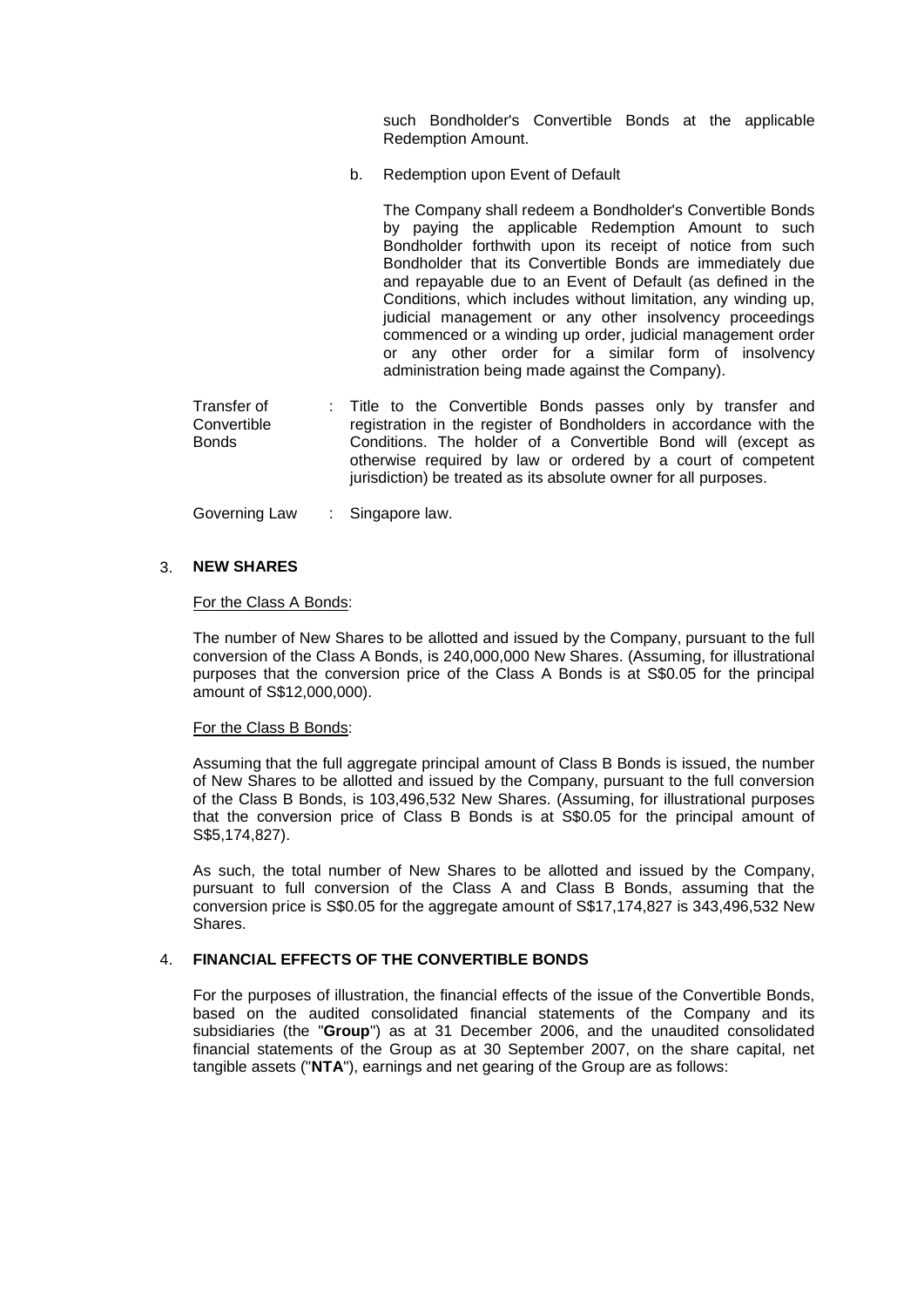such Bondholder's Convertible Bonds at the applicable Redemption Amount.

b. Redemption upon Event of Default

The Company shall redeem a Bondholder's Convertible Bonds by paying the applicable Redemption Amount to such Bondholder forthwith upon its receipt of notice from such Bondholder that its Convertible Bonds are immediately due and repayable due to an Event of Default (as defined in the Conditions, which includes without limitation, any winding up, judicial management or any other insolvency proceedings commenced or a winding up order, judicial management order or any other order for a similar form of insolvency administration being made against the Company).

| | | |
|---|---|---|
| Transfer of Convertible Bonds | : | Title to the Convertible Bonds passes only by transfer and registration in the register of Bondholders in accordance with the Conditions. The holder of a Convertible Bond will (except as otherwise required by law or ordered by a court of competent jurisdiction) be treated as its absolute owner for all purposes. |
| Governing Law | : | Singapore law. |

## 3. NEW SHARES

For the Class A Bonds:

The number of New Shares to be allotted and issued by the Company, pursuant to the full conversion of the Class A Bonds, is 240,000,000 New Shares. (Assuming, for illustrational purposes that the conversion price of the Class A Bonds is at S$0.05 for the principal amount of S$12,000,000).

For the Class B Bonds:

Assuming that the full aggregate principal amount of Class B Bonds is issued, the number of New Shares to be allotted and issued by the Company, pursuant to the full conversion of the Class B Bonds, is 103,496,532 New Shares. (Assuming, for illustrational purposes that the conversion price of Class B Bonds is at S$0.05 for the principal amount of S$5,174,827).

As such, the total number of New Shares to be allotted and issued by the Company, pursuant to full conversion of the Class A and Class B Bonds, assuming that the conversion price is S$0.05 for the aggregate amount of S$17,174,827 is 343,496,532 New Shares.

## 4. FINANCIAL EFFECTS OF THE CONVERTIBLE BONDS

For the purposes of illustration, the financial effects of the issue of the Convertible Bonds, based on the audited consolidated financial statements of the Company and its subsidiaries (the "**Group**") as at 31 December 2006, and the unaudited consolidated financial statements of the Group as at 30 September 2007, on the share capital, net tangible assets ("**NTA**"), earnings and net gearing of the Group are as follows: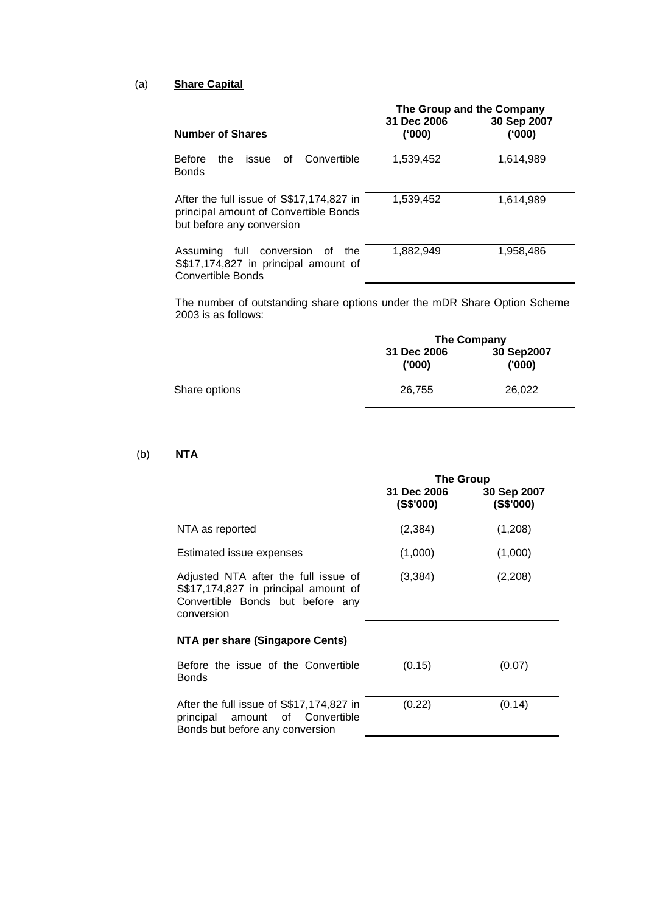(a) **Share Capital**

| Number of Shares | The Group and the Company | |
|---|---|---|
| | 31 Dec 2006 ('000) | 30 Sep 2007 ('000) |
| Before the issue of Convertible Bonds | 1,539,452 | 1,614,989 |
| After the full issue of S$17,174,827 in principal amount of Convertible Bonds but before any conversion | 1,539,452 | 1,614,989 |
| Assuming full conversion of the S$17,174,827 in principal amount of Convertible Bonds | 1,882,949 | 1,958,486 |

The number of outstanding share options under the mDR Share Option Scheme 2003 is as follows:

| | The Company | |
|---|---|---|
| | 31 Dec 2006 ('000) | 30 Sep2007 ('000) |
| Share options | 26,755 | 26,022 |

(b) **NTA**

| | The Group | |
|---|---|---|
| | 31 Dec 2006 (S$'000) | 30 Sep 2007 (S$'000) |
| NTA as reported | (2,384) | (1,208) |
| Estimated issue expenses | (1,000) | (1,000) |
| Adjusted NTA after the full issue of S$17,174,827 in principal amount of Convertible Bonds but before any conversion | (3,384) | (2,208) |
| **NTA per share (Singapore Cents)** | | |
| Before the issue of the Convertible Bonds | (0.15) | (0.07) |
| After the full issue of S$17,174,827 in principal amount of Convertible Bonds but before any conversion | (0.22) | (0.14) |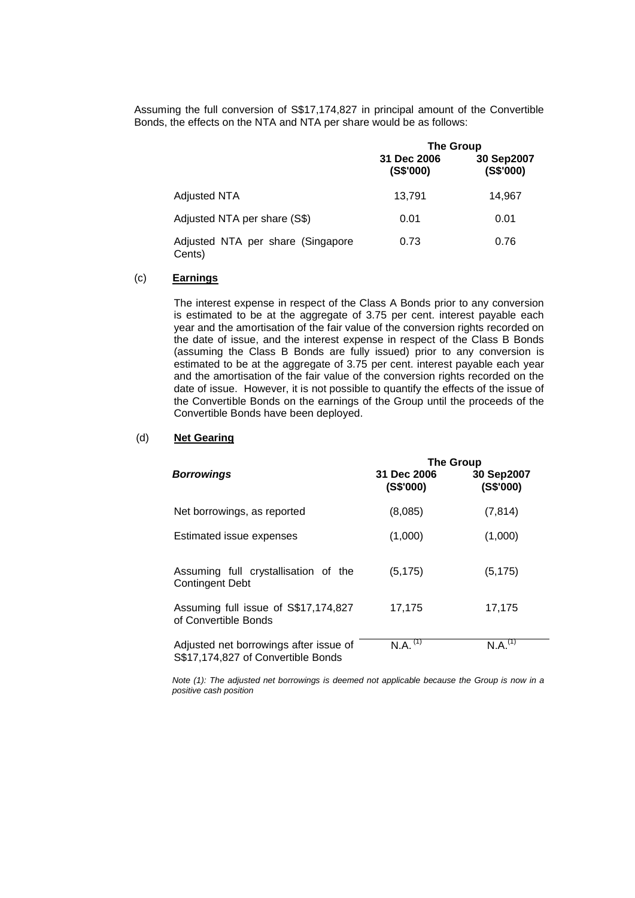Assuming the full conversion of S$17,174,827 in principal amount of the Convertible Bonds, the effects on the NTA and NTA per share would be as follows:

| | The Group | |
|---|---|---|
| | 31 Dec 2006 (S$'000) | 30 Sep2007 (S$'000) |
| Adjusted NTA | 13,791 | 14,967 |
| Adjusted NTA per share (S$) | 0.01 | 0.01 |
| Adjusted NTA per share (Singapore Cents) | 0.73 | 0.76 |

(c) **Earnings**

The interest expense in respect of the Class A Bonds prior to any conversion is estimated to be at the aggregate of 3.75 per cent. interest payable each year and the amortisation of the fair value of the conversion rights recorded on the date of issue, and the interest expense in respect of the Class B Bonds (assuming the Class B Bonds are fully issued) prior to any conversion is estimated to be at the aggregate of 3.75 per cent. interest payable each year and the amortisation of the fair value of the conversion rights recorded on the date of issue. However, it is not possible to quantify the effects of the issue of the Convertible Bonds on the earnings of the Group until the proceeds of the Convertible Bonds have been deployed.

(d) **Net Gearing**

| | The Group | |
|---|---|---|
| ***Borrowings*** | 31 Dec 2006 (S$'000) | 30 Sep2007 (S$'000) |
| Net borrowings, as reported | (8,085) | (7,814) |
| Estimated issue expenses | (1,000) | (1,000) |
| Assuming full crystallisation of the Contingent Debt | (5,175) | (5,175) |
| Assuming full issue of S$17,174,827 of Convertible Bonds | 17,175 | 17,175 |
| Adjusted net borrowings after issue of S$17,174,827 of Convertible Bonds | N.A. (1) | N.A. (1) |

*Note (1): The adjusted net borrowings is deemed not applicable because the Group is now in a positive cash position*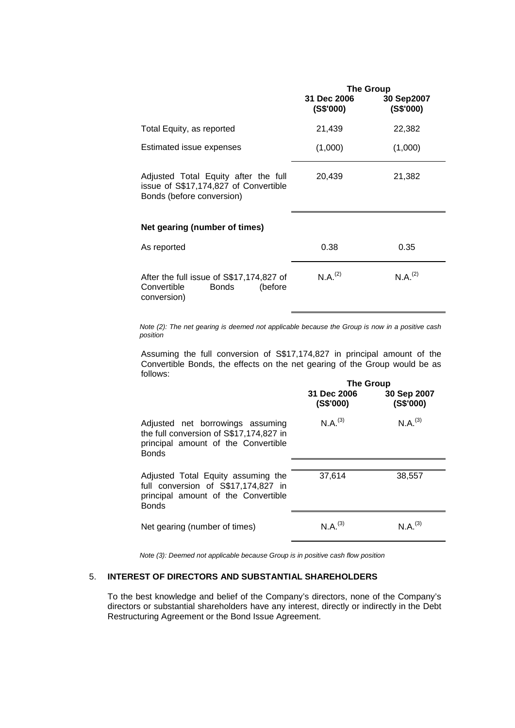| | The Group | |
|---|---|---|
| | 31 Dec 2006 (S$'000) | 30 Sep2007 (S$'000) |
| Total Equity, as reported | 21,439 | 22,382 |
| Estimated issue expenses | (1,000) | (1,000) |
| Adjusted Total Equity after the full issue of S$17,174,827 of Convertible Bonds (before conversion) | 20,439 | 21,382 |
| **Net gearing (number of times)** | | |
| As reported | 0.38 | 0.35 |
| After the full issue of S$17,174,827 of Convertible Bonds (before conversion) | N.A.[(2)] | N.A.[(2)] |

*Note (2): The net gearing is deemed not applicable because the Group is now in a positive cash position*

Assuming the full conversion of S$17,174,827 in principal amount of the Convertible Bonds, the effects on the net gearing of the Group would be as follows:

| | The Group | |
|---|---|---|
| | 31 Dec 2006 (S$'000) | 30 Sep 2007 (S$'000) |
| Adjusted net borrowings assuming the full conversion of S$17,174,827 in principal amount of the Convertible Bonds | N.A.[(3)] | N.A.[(3)] |
| Adjusted Total Equity assuming the full conversion of S$17,174,827 in principal amount of the Convertible Bonds | 37,614 | 38,557 |
| Net gearing (number of times) | N.A.[(3)] | N.A.[(3)] |

*Note (3): Deemed not applicable because Group is in positive cash flow position*

## 5. INTEREST OF DIRECTORS AND SUBSTANTIAL SHAREHOLDERS

To the best knowledge and belief of the Company's directors, none of the Company's directors or substantial shareholders have any interest, directly or indirectly in the Debt Restructuring Agreement or the Bond Issue Agreement.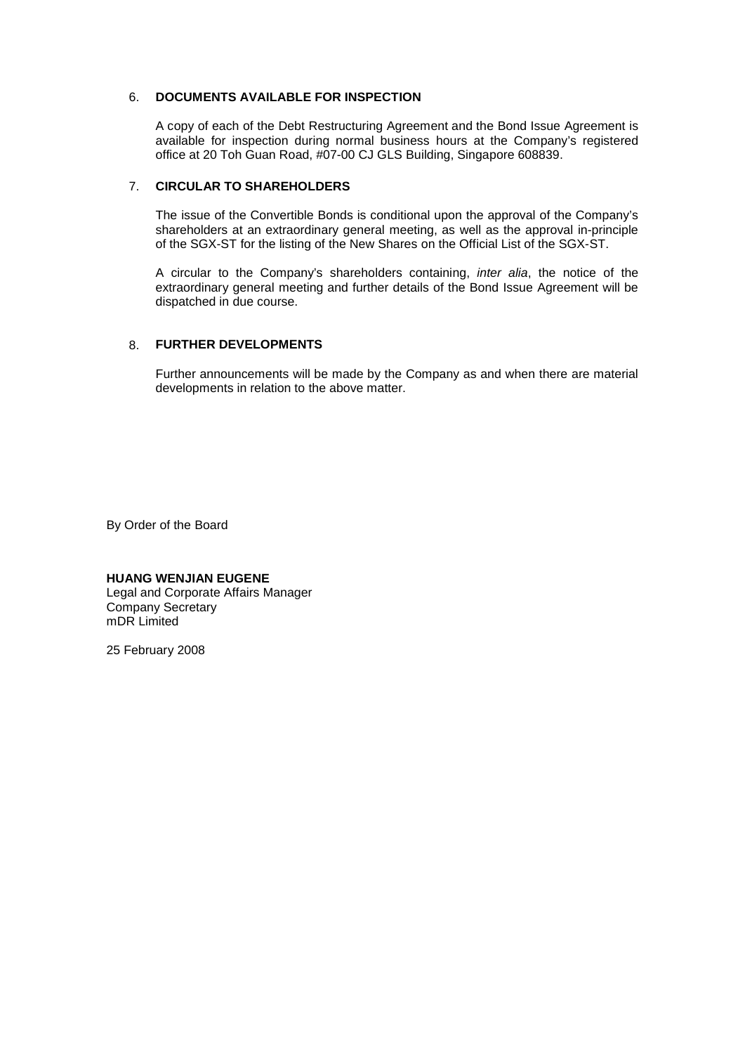## 6. DOCUMENTS AVAILABLE FOR INSPECTION

A copy of each of the Debt Restructuring Agreement and the Bond Issue Agreement is available for inspection during normal business hours at the Company's registered office at 20 Toh Guan Road, #07-00 CJ GLS Building, Singapore 608839.

## 7. CIRCULAR TO SHAREHOLDERS

The issue of the Convertible Bonds is conditional upon the approval of the Company's shareholders at an extraordinary general meeting, as well as the approval in-principle of the SGX-ST for the listing of the New Shares on the Official List of the SGX-ST.

A circular to the Company's shareholders containing, *inter alia*, the notice of the extraordinary general meeting and further details of the Bond Issue Agreement will be dispatched in due course.

## 8. FURTHER DEVELOPMENTS

Further announcements will be made by the Company as and when there are material developments in relation to the above matter.

By Order of the Board

**HUANG WENJIAN EUGENE**
Legal and Corporate Affairs Manager
Company Secretary
mDR Limited

25 February 2008